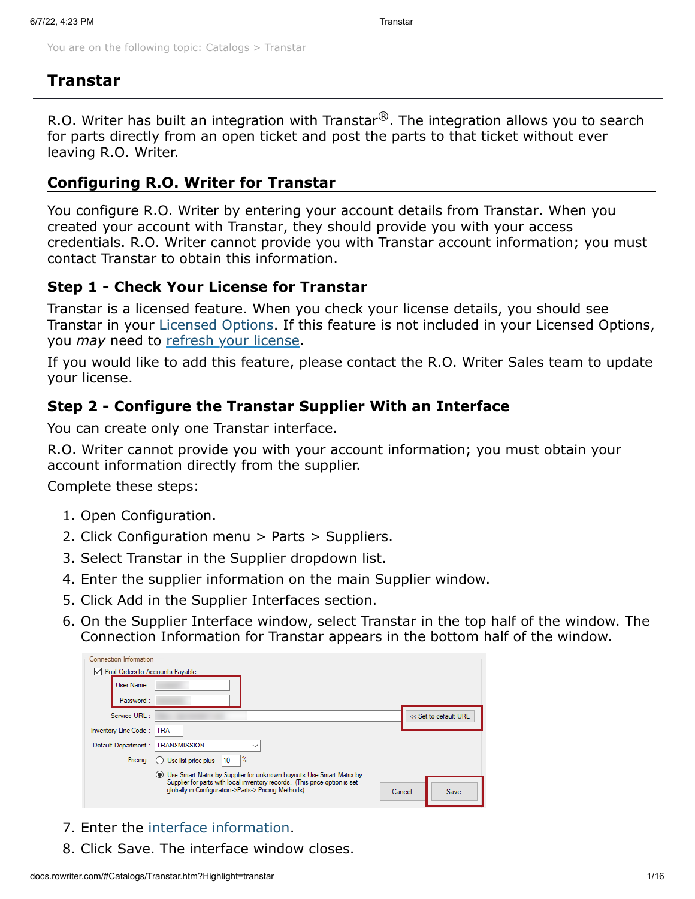You are on the following topic: Catalogs > Transtar

# Transtar

R.O. Writer has built an integration with Transtar®. The integration allows you to search for parts directly from an open ticket and post the parts to that ticket without ever leaving R.O. Writer.

## Configuring R.O. Writer for Transtar

You configure R.O. Writer by entering your account details from Transtar. When you created your account with Transtar, they should provide you with your access credentials. R.O. Writer cannot provide you with Transtar account information; you must contact Transtar to obtain this information.

### Step 1 - Check Your License for Transtar

Transtar is a licensed feature. When you check your license details, you should see Transtar in your Licensed Options. If this feature is not included in your Licensed Options, you *may* need to refresh your license.

If you would like to add this feature, please contact the R.O. Writer Sales team to update your license.

### Step 2 - Configure the Transtar Supplier With an Interface

You can create only one Transtar interface.

R.O. Writer cannot provide you with your account information; you must obtain your account information directly from the supplier.

Complete these steps:

1. Open Configuration.
2. Click Configuration menu > Parts > Suppliers.
3. Select Transtar in the Supplier dropdown list.
4. Enter the supplier information on the main Supplier window.
5. Click Add in the Supplier Interfaces section.
6. On the Supplier Interface window, select Transtar in the top half of the window. The Connection Information for Transtar appears in the bottom half of the window.
7. Enter the interface information.
8. Click Save. The interface window closes.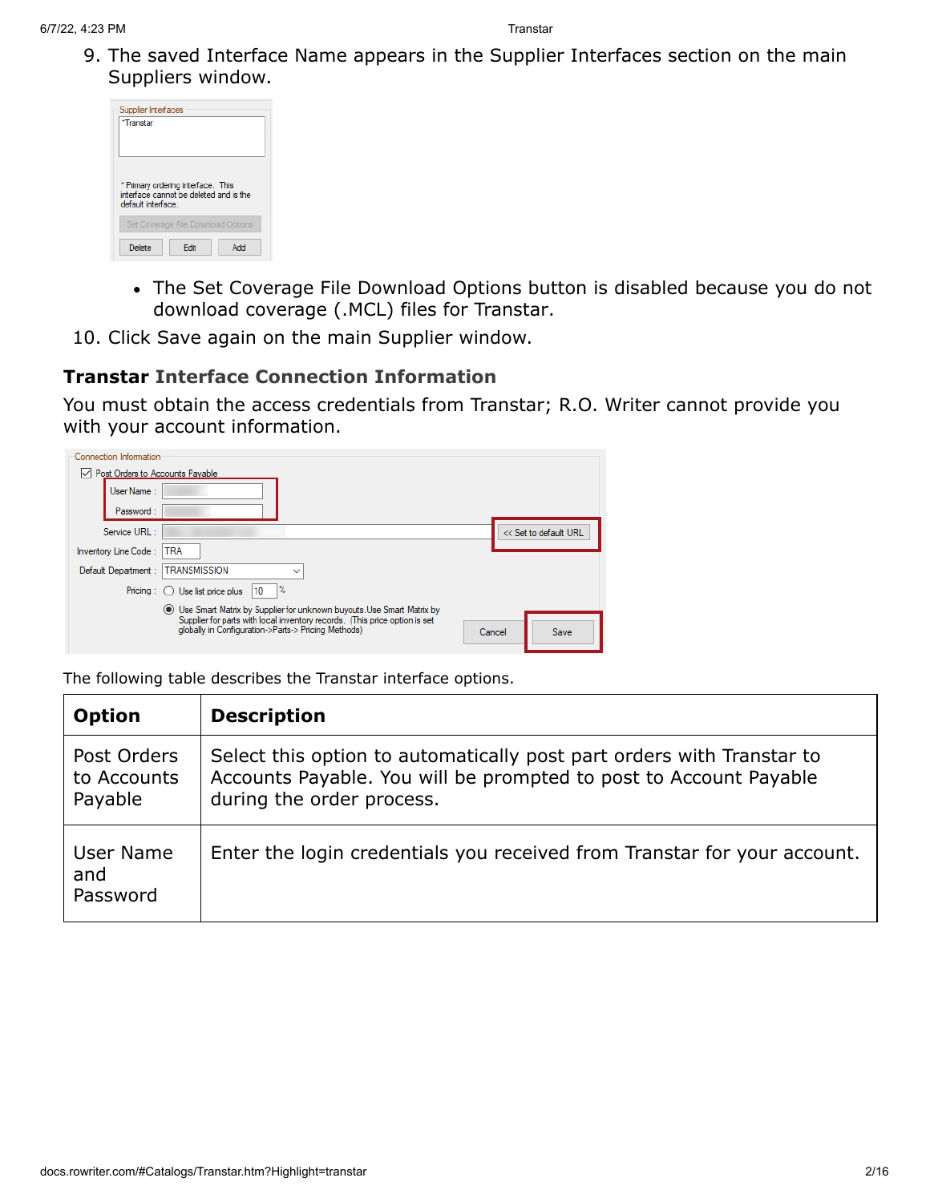9. The saved Interface Name appears in the Supplier Interfaces section on the main Suppliers window.

   - The Set Coverage File Download Options button is disabled because you do not download coverage (.MCL) files for Transtar.

10. Click Save again on the main Supplier window.

### Transtar Interface Connection Information

You must obtain the access credentials from Transtar; R.O. Writer cannot provide you with your account information.

The following table describes the Transtar interface options.

| Option | Description |
|---|---|
| Post Orders to Accounts Payable | Select this option to automatically post part orders with Transtar to Accounts Payable. You will be prompted to post to Account Payable during the order process. |
| User Name and Password | Enter the login credentials you received from Transtar for your account. |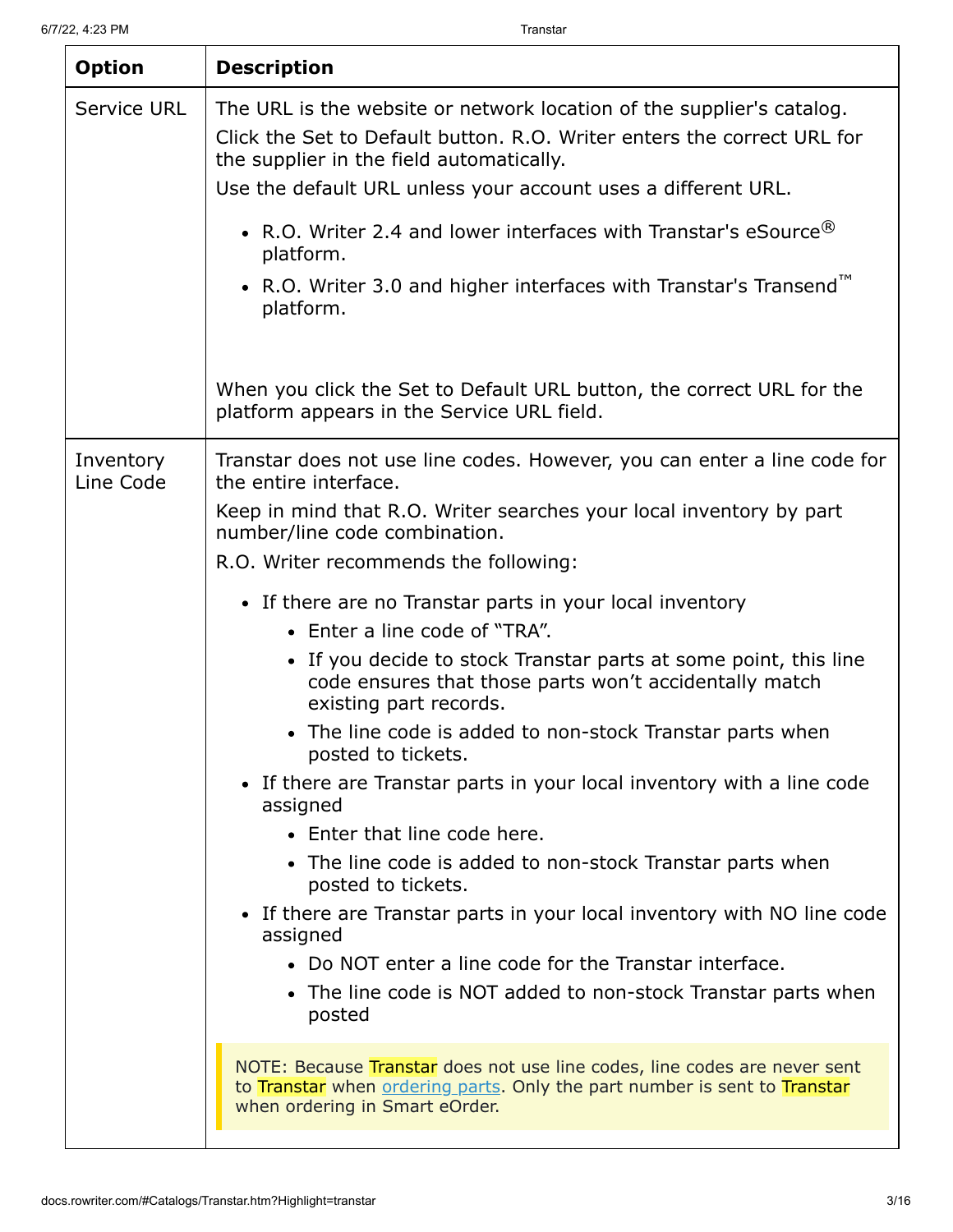| Option | Description |
| --- | --- |
| Service URL | The URL is the website or network location of the supplier's catalog.<br>Click the Set to Default button. R.O. Writer enters the correct URL for the supplier in the field automatically.<br>Use the default URL unless your account uses a different URL.<br>• R.O. Writer 2.4 and lower interfaces with Transtar's eSource® platform.<br>• R.O. Writer 3.0 and higher interfaces with Transtar's Transend™ platform.<br><br>When you click the Set to Default URL button, the correct URL for the platform appears in the Service URL field. |
| Inventory Line Code | Transtar does not use line codes. However, you can enter a line code for the entire interface.<br>Keep in mind that R.O. Writer searches your local inventory by part number/line code combination.<br>R.O. Writer recommends the following:<br>• If there are no Transtar parts in your local inventory<br>&nbsp;&nbsp;◦ Enter a line code of "TRA".<br>&nbsp;&nbsp;◦ If you decide to stock Transtar parts at some point, this line code ensures that those parts won't accidentally match existing part records.<br>&nbsp;&nbsp;◦ The line code is added to non-stock Transtar parts when posted to tickets.<br>• If there are Transtar parts in your local inventory with a line code assigned<br>&nbsp;&nbsp;◦ Enter that line code here.<br>&nbsp;&nbsp;◦ The line code is added to non-stock Transtar parts when posted to tickets.<br>• If there are Transtar parts in your local inventory with NO line code assigned<br>&nbsp;&nbsp;◦ Do NOT enter a line code for the Transtar interface.<br>&nbsp;&nbsp;◦ The line code is NOT added to non-stock Transtar parts when posted<br><br>NOTE: Because Transtar does not use line codes, line codes are never sent to Transtar when ordering parts. Only the part number is sent to Transtar when ordering in Smart eOrder. |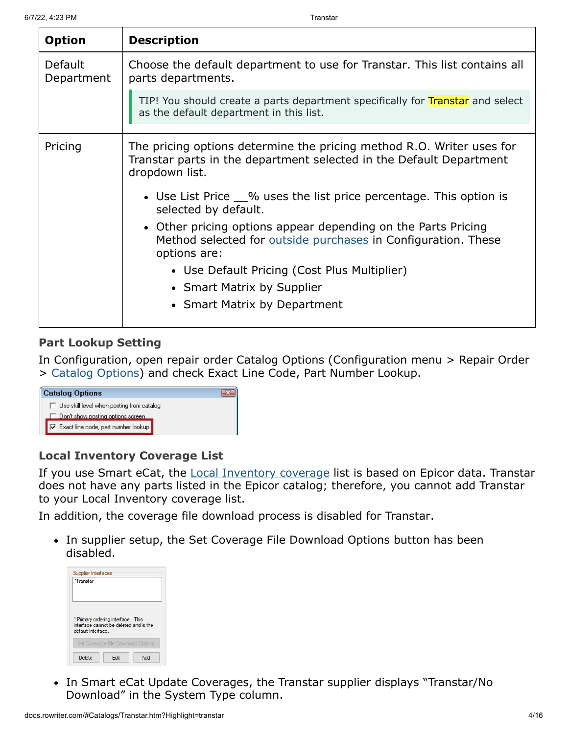| Option | Description |
| --- | --- |
| Default Department | Choose the default department to use for Transtar. This list contains all parts departments.<br>TIP! You should create a parts department specifically for Transtar and select as the default department in this list. |
| Pricing | The pricing options determine the pricing method R.O. Writer uses for Transtar parts in the department selected in the Default Department dropdown list.<br>• Use List Price __% uses the list price percentage. This option is selected by default.<br>• Other pricing options appear depending on the Parts Pricing Method selected for outside purchases in Configuration. These options are:<br>  ◦ Use Default Pricing (Cost Plus Multiplier)<br>  ◦ Smart Matrix by Supplier<br>  ◦ Smart Matrix by Department |

### Part Lookup Setting

In Configuration, open repair order Catalog Options (Configuration menu > Repair Order > Catalog Options) and check Exact Line Code, Part Number Lookup.

### Local Inventory Coverage List

If you use Smart eCat, the Local Inventory coverage list is based on Epicor data. Transtar does not have any parts listed in the Epicor catalog; therefore, you cannot add Transtar to your Local Inventory coverage list.

In addition, the coverage file download process is disabled for Transtar.

- In supplier setup, the Set Coverage File Download Options button has been disabled.
- In Smart eCat Update Coverages, the Transtar supplier displays "Transtar/No Download" in the System Type column.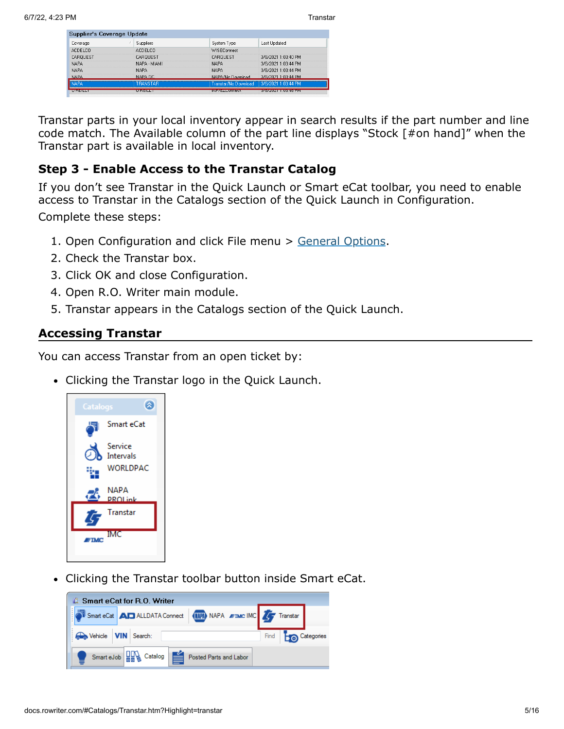Transtar parts in your local inventory appear in search results if the part number and line code match. The Available column of the part line displays "Stock [#on hand]" when the Transtar part is available in local inventory.

### Step 3 - Enable Access to the Transtar Catalog

If you don't see Transtar in the Quick Launch or Smart eCat toolbar, you need to enable access to Transtar in the Catalogs section of the Quick Launch in Configuration.

Complete these steps:

1. Open Configuration and click File menu > General Options.
2. Check the Transtar box.
3. Click OK and close Configuration.
4. Open R.O. Writer main module.
5. Transtar appears in the Catalogs section of the Quick Launch.

## Accessing Transtar

You can access Transtar from an open ticket by:

- Clicking the Transtar logo in the Quick Launch.
- Clicking the Transtar toolbar button inside Smart eCat.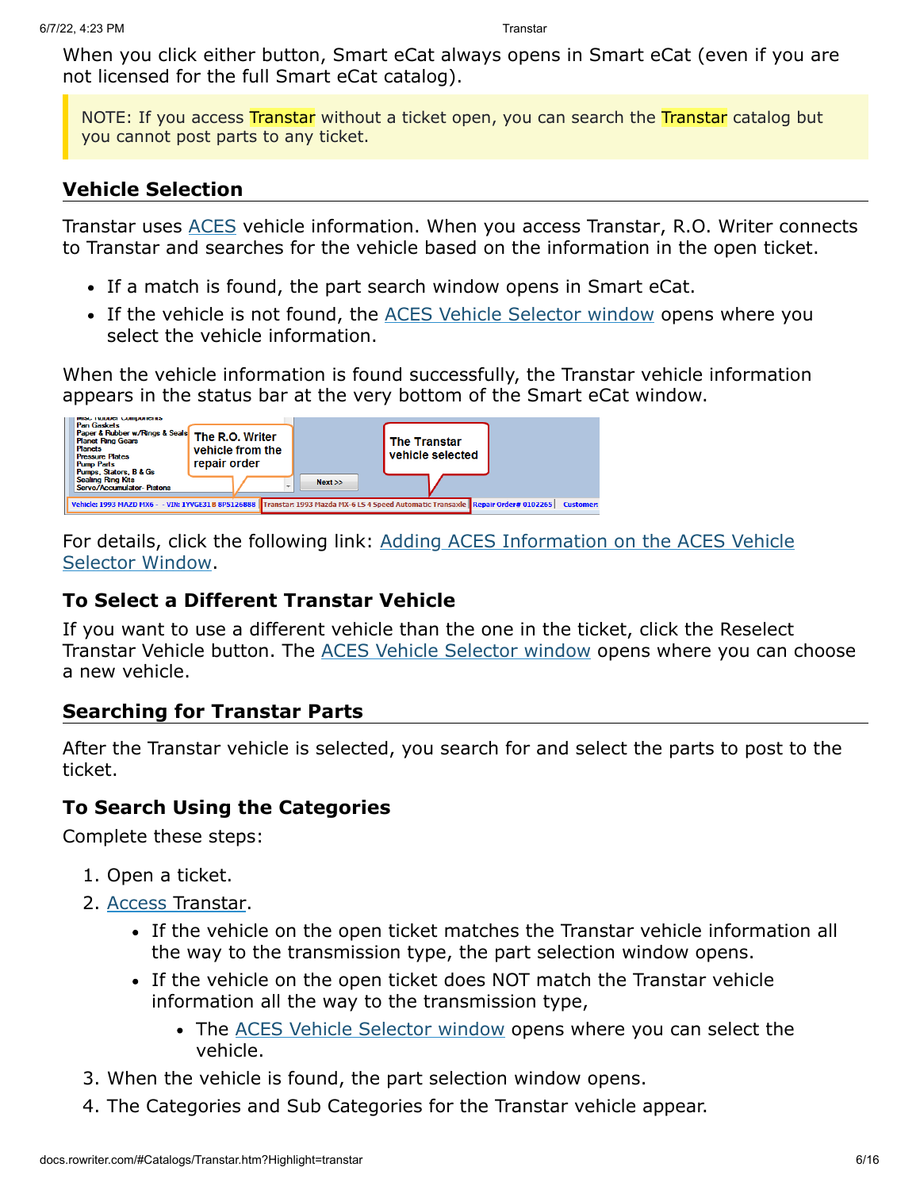When you click either button, Smart eCat always opens in Smart eCat (even if you are not licensed for the full Smart eCat catalog).

> NOTE: If you access Transtar without a ticket open, you can search the Transtar catalog but you cannot post parts to any ticket.

### Vehicle Selection

Transtar uses ACES vehicle information. When you access Transtar, R.O. Writer connects to Transtar and searches for the vehicle based on the information in the open ticket.

- If a match is found, the part search window opens in Smart eCat.
- If the vehicle is not found, the ACES Vehicle Selector window opens where you select the vehicle information.

When the vehicle information is found successfully, the Transtar vehicle information appears in the status bar at the very bottom of the Smart eCat window.

For details, click the following link: Adding ACES Information on the ACES Vehicle Selector Window.

#### To Select a Different Transtar Vehicle

If you want to use a different vehicle than the one in the ticket, click the Reselect Transtar Vehicle button. The ACES Vehicle Selector window opens where you can choose a new vehicle.

### Searching for Transtar Parts

After the Transtar vehicle is selected, you search for and select the parts to post to the ticket.

#### To Search Using the Categories

Complete these steps:

1. Open a ticket.
2. Access Transtar.
   - If the vehicle on the open ticket matches the Transtar vehicle information all the way to the transmission type, the part selection window opens.
   - If the vehicle on the open ticket does NOT match the Transtar vehicle information all the way to the transmission type,
     - The ACES Vehicle Selector window opens where you can select the vehicle.
3. When the vehicle is found, the part selection window opens.
4. The Categories and Sub Categories for the Transtar vehicle appear.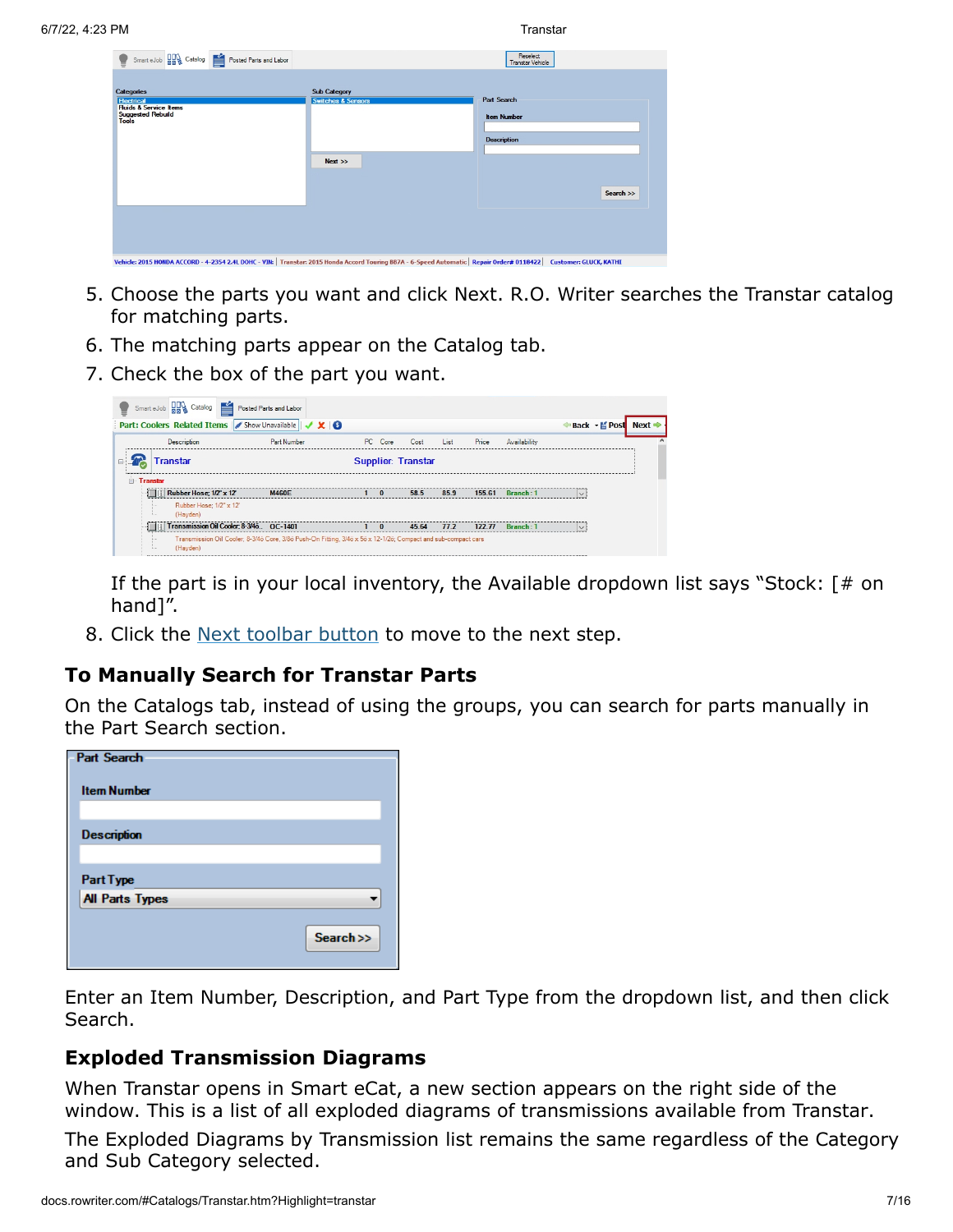5. Choose the parts you want and click Next. R.O. Writer searches the Transtar catalog for matching parts.
6. The matching parts appear on the Catalog tab.
7. Check the box of the part you want.

   If the part is in your local inventory, the Available dropdown list says "Stock: [# on hand]".
8. Click the Next toolbar button to move to the next step.

## To Manually Search for Transtar Parts

On the Catalogs tab, instead of using the groups, you can search for parts manually in the Part Search section.

Enter an Item Number, Description, and Part Type from the dropdown list, and then click Search.

## Exploded Transmission Diagrams

When Transtar opens in Smart eCat, a new section appears on the right side of the window. This is a list of all exploded diagrams of transmissions available from Transtar.

The Exploded Diagrams by Transmission list remains the same regardless of the Category and Sub Category selected.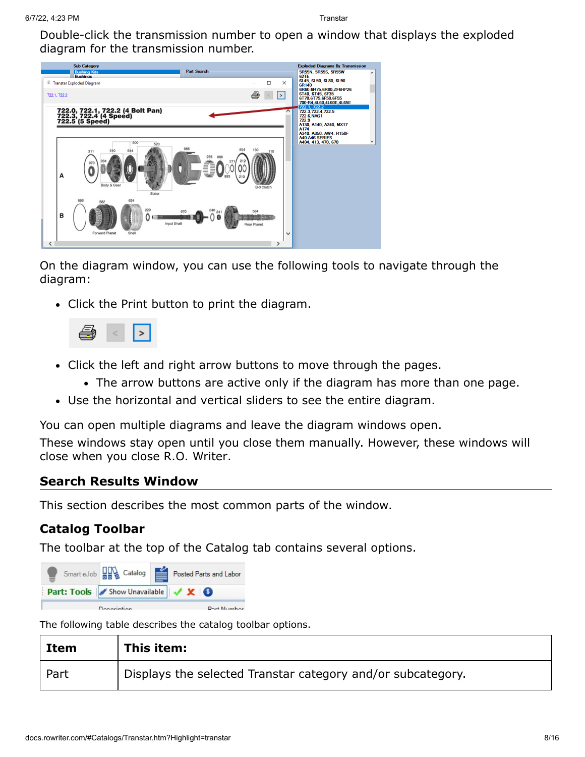Double-click the transmission number to open a window that displays the exploded diagram for the transmission number.

On the diagram window, you can use the following tools to navigate through the diagram:

- Click the Print button to print the diagram.
- Click the left and right arrow buttons to move through the pages.
    - The arrow buttons are active only if the diagram has more than one page.
- Use the horizontal and vertical sliders to see the entire diagram.

You can open multiple diagrams and leave the diagram windows open.

These windows stay open until you close them manually. However, these windows will close when you close R.O. Writer.

## Search Results Window

This section describes the most common parts of the window.

### Catalog Toolbar

The toolbar at the top of the Catalog tab contains several options.

The following table describes the catalog toolbar options.

| Item | This item: |
|---|---|
| Part | Displays the selected Transtar category and/or subcategory. |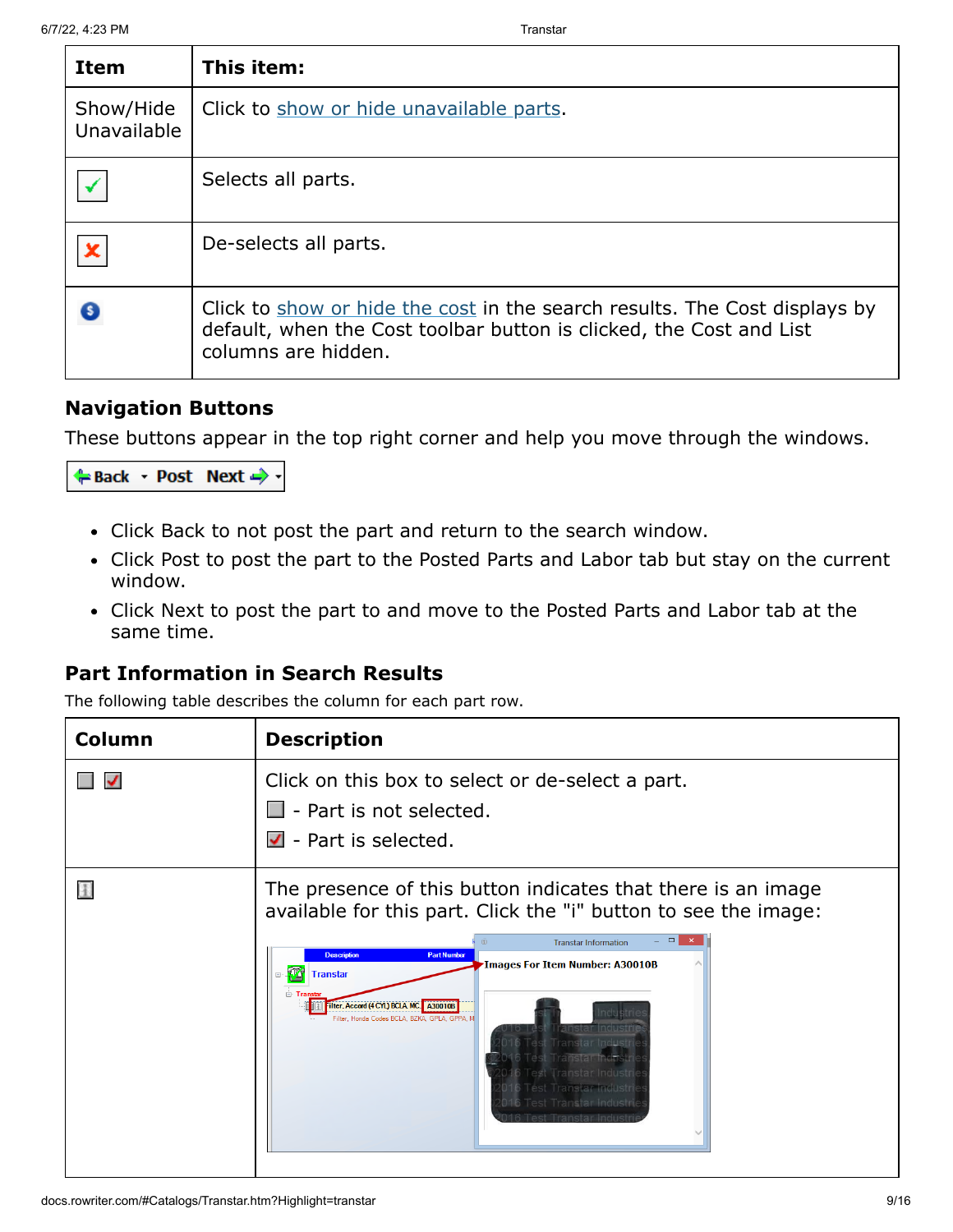| Item | This item: |
| --- | --- |
| Show/Hide Unavailable | Click to show or hide unavailable parts. |
| | Selects all parts. |
| | De-selects all parts. |
| | Click to show or hide the cost in the search results. The Cost displays by default, when the Cost toolbar button is clicked, the Cost and List columns are hidden. |

### Navigation Buttons

These buttons appear in the top right corner and help you move through the windows.

- Click Back to not post the part and return to the search window.
- Click Post to post the part to the Posted Parts and Labor tab but stay on the current window.
- Click Next to post the part to and move to the Posted Parts and Labor tab at the same time.

### Part Information in Search Results

The following table describes the column for each part row.

| Column | Description |
| --- | --- |
| | Click on this box to select or de-select a part.<br>- Part is not selected.<br>- Part is selected. |
| | The presence of this button indicates that there is an image available for this part. Click the "i" button to see the image: |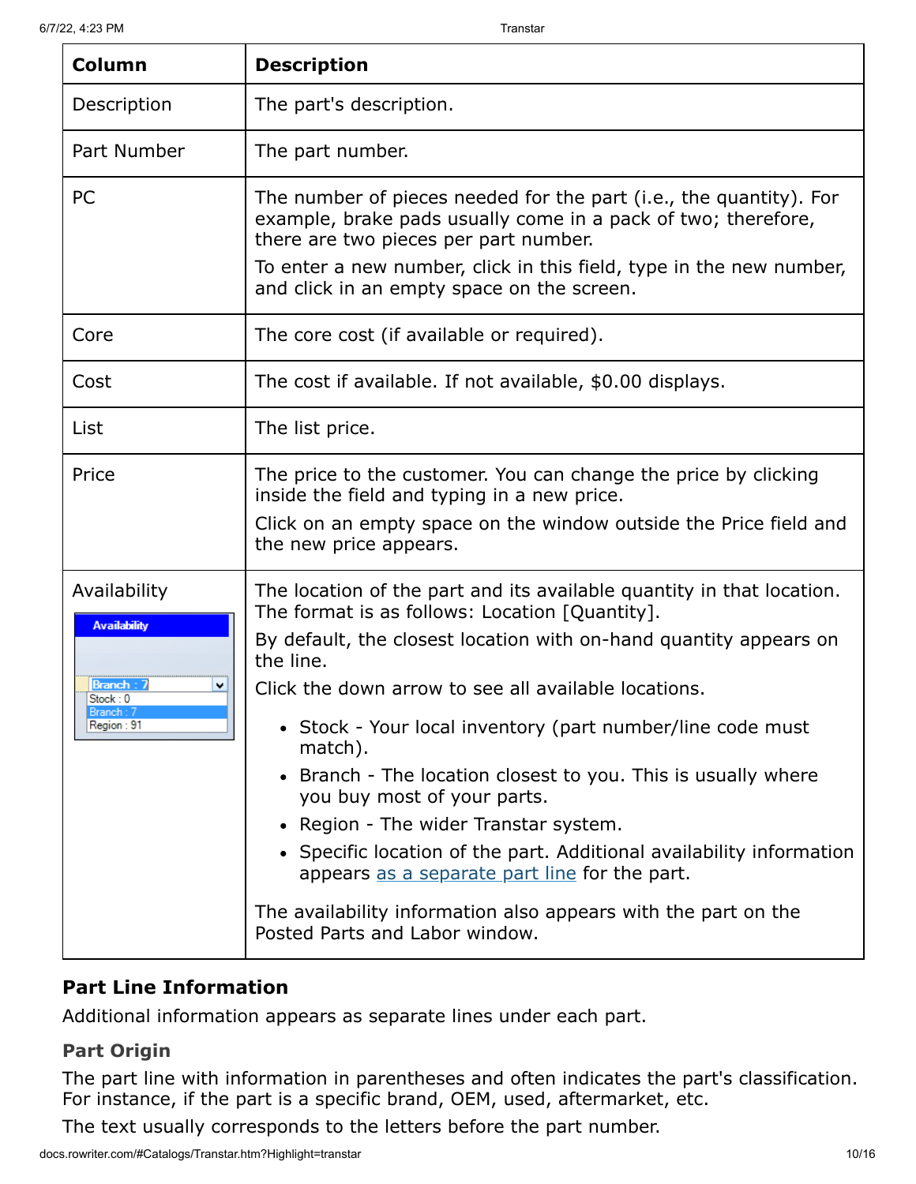| Column | Description |
| --- | --- |
| Description | The part's description. |
| Part Number | The part number. |
| PC | The number of pieces needed for the part (i.e., the quantity). For example, brake pads usually come in a pack of two; therefore, there are two pieces per part number.<br>To enter a new number, click in this field, type in the new number, and click in an empty space on the screen. |
| Core | The core cost (if available or required). |
| Cost | The cost if available. If not available, $0.00 displays. |
| List | The list price. |
| Price | The price to the customer. You can change the price by clicking inside the field and typing in a new price.<br>Click on an empty space on the window outside the Price field and the new price appears. |
| Availability | The location of the part and its available quantity in that location. The format is as follows: Location [Quantity].<br>By default, the closest location with on-hand quantity appears on the line.<br>Click the down arrow to see all available locations.<br>• Stock - Your local inventory (part number/line code must match).<br>• Branch - The location closest to you. This is usually where you buy most of your parts.<br>• Region - The wider Transtar system.<br>• Specific location of the part. Additional availability information appears as a separate part line for the part.<br>The availability information also appears with the part on the Posted Parts and Labor window. |

## Part Line Information

Additional information appears as separate lines under each part.

### Part Origin

The part line with information in parentheses and often indicates the part's classification. For instance, if the part is a specific brand, OEM, used, aftermarket, etc.

The text usually corresponds to the letters before the part number.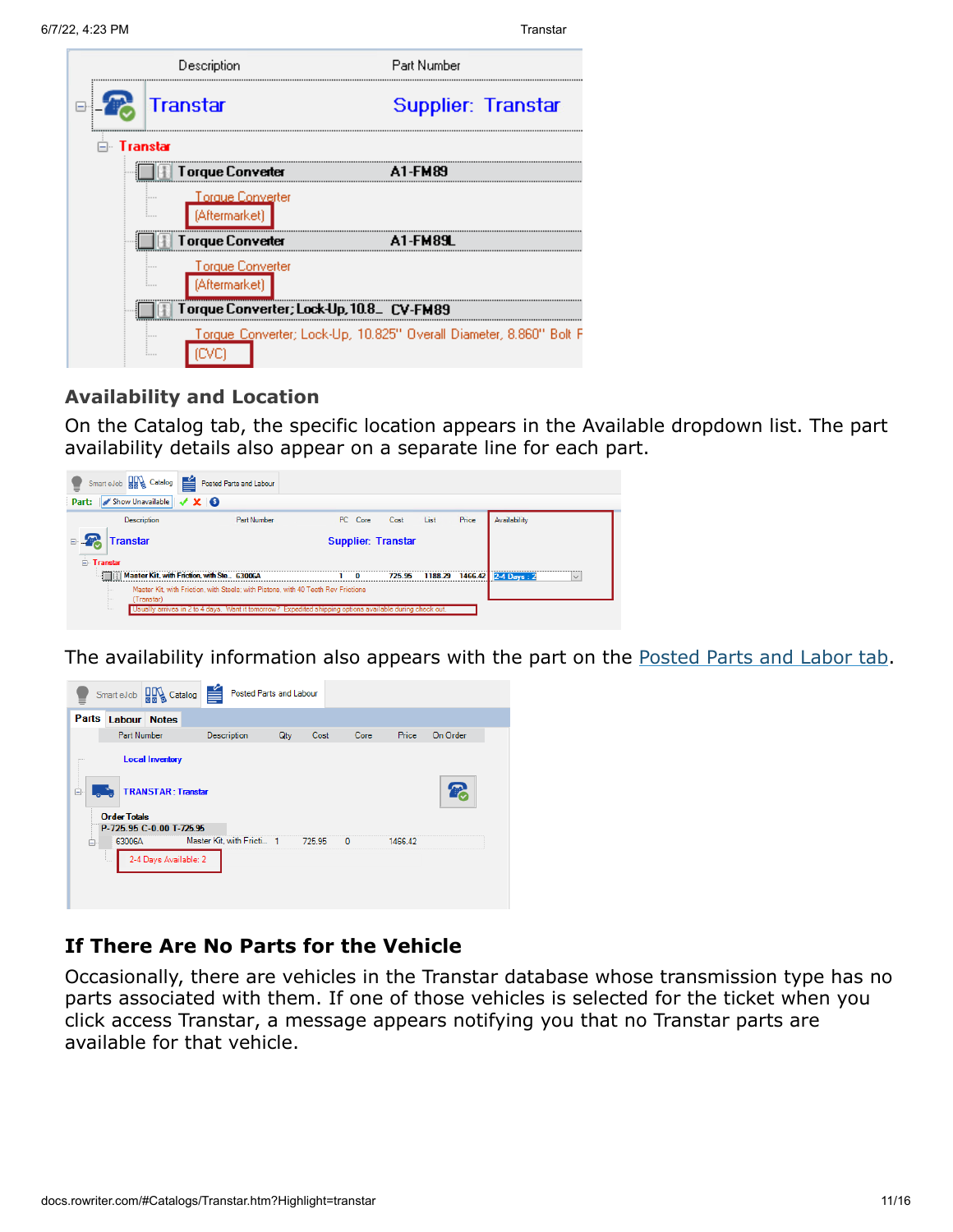## Availability and Location

On the Catalog tab, the specific location appears in the Available dropdown list. The part availability details also appear on a separate line for each part.

The availability information also appears with the part on the Posted Parts and Labor tab.

## If There Are No Parts for the Vehicle

Occasionally, there are vehicles in the Transtar database whose transmission type has no parts associated with them. If one of those vehicles is selected for the ticket when you click access Transtar, a message appears notifying you that no Transtar parts are available for that vehicle.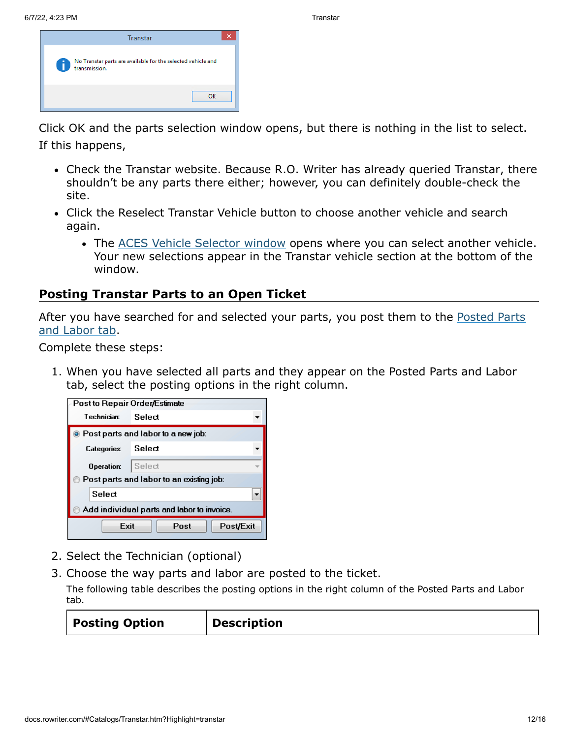Click OK and the parts selection window opens, but there is nothing in the list to select. If this happens,

- Check the Transtar website. Because R.O. Writer has already queried Transtar, there shouldn't be any parts there either; however, you can definitely double-check the site.
- Click the Reselect Transtar Vehicle button to choose another vehicle and search again.
  - The ACES Vehicle Selector window opens where you can select another vehicle. Your new selections appear in the Transtar vehicle section at the bottom of the window.

## Posting Transtar Parts to an Open Ticket

After you have searched for and selected your parts, you post them to the Posted Parts and Labor tab.

Complete these steps:

1. When you have selected all parts and they appear on the Posted Parts and Labor tab, select the posting options in the right column.
2. Select the Technician (optional)
3. Choose the way parts and labor are posted to the ticket.

   The following table describes the posting options in the right column of the Posted Parts and Labor tab.

| Posting Option | Description |
| --- | --- |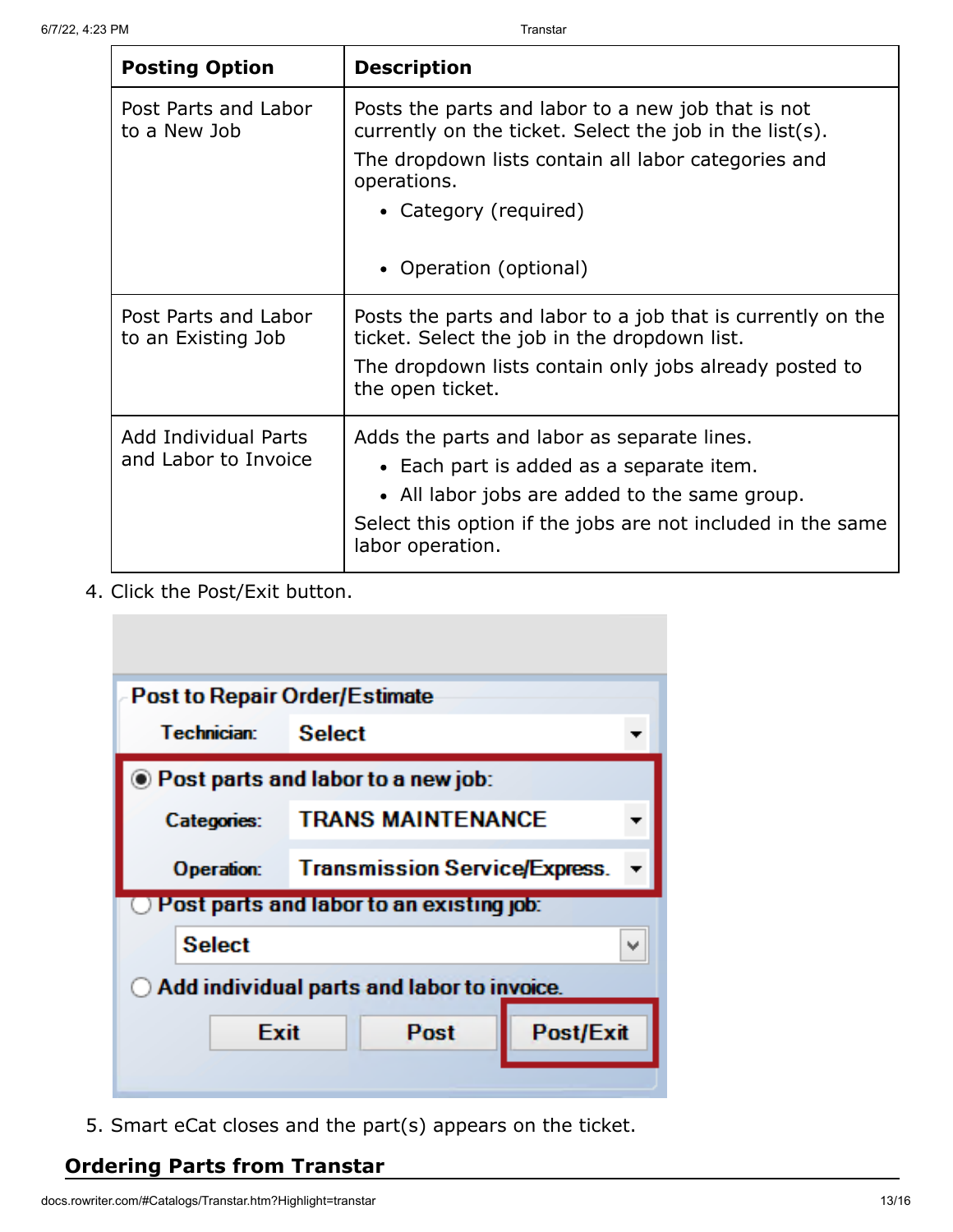| Posting Option | Description |
| --- | --- |
| Post Parts and Labor to a New Job | Posts the parts and labor to a new job that is not currently on the ticket. Select the job in the list(s).<br>The dropdown lists contain all labor categories and operations.<br>• Category (required)<br>• Operation (optional) |
| Post Parts and Labor to an Existing Job | Posts the parts and labor to a job that is currently on the ticket. Select the job in the dropdown list.<br>The dropdown lists contain only jobs already posted to the open ticket. |
| Add Individual Parts and Labor to Invoice | Adds the parts and labor as separate lines.<br>• Each part is added as a separate item.<br>• All labor jobs are added to the same group.<br>Select this option if the jobs are not included in the same labor operation. |

4. Click the Post/Exit button.

5. Smart eCat closes and the part(s) appears on the ticket.

## Ordering Parts from Transtar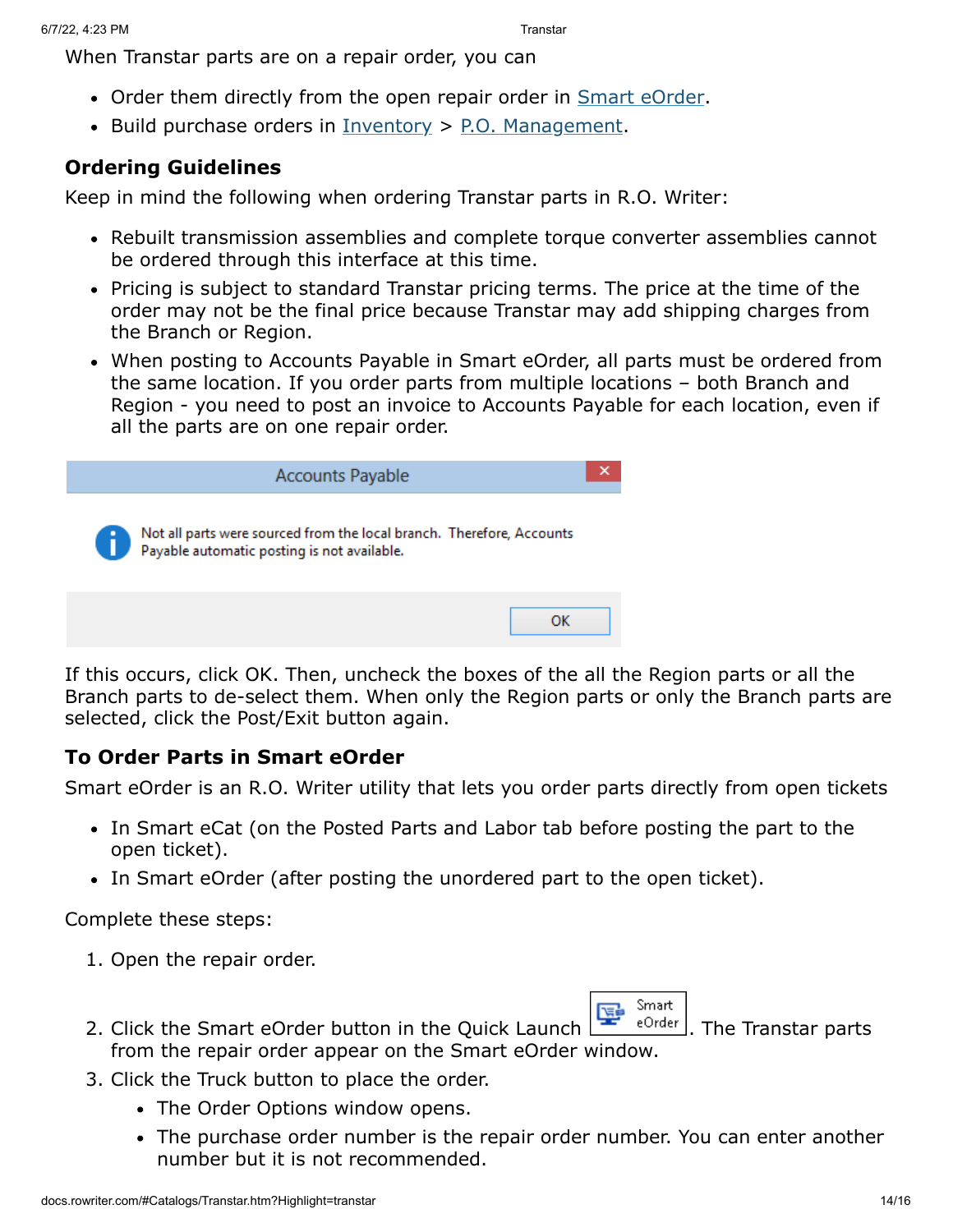When Transtar parts are on a repair order, you can

- Order them directly from the open repair order in Smart eOrder.
- Build purchase orders in Inventory > P.O. Management.

### Ordering Guidelines

Keep in mind the following when ordering Transtar parts in R.O. Writer:

- Rebuilt transmission assemblies and complete torque converter assemblies cannot be ordered through this interface at this time.
- Pricing is subject to standard Transtar pricing terms. The price at the time of the order may not be the final price because Transtar may add shipping charges from the Branch or Region.
- When posting to Accounts Payable in Smart eOrder, all parts must be ordered from the same location. If you order parts from multiple locations – both Branch and Region - you need to post an invoice to Accounts Payable for each location, even if all the parts are on one repair order.

Accounts Payable

Not all parts were sourced from the local branch. Therefore, Accounts Payable automatic posting is not available.

OK

If this occurs, click OK. Then, uncheck the boxes of the all the Region parts or all the Branch parts to de-select them. When only the Region parts or only the Branch parts are selected, click the Post/Exit button again.

### To Order Parts in Smart eOrder

Smart eOrder is an R.O. Writer utility that lets you order parts directly from open tickets

- In Smart eCat (on the Posted Parts and Labor tab before posting the part to the open ticket).
- In Smart eOrder (after posting the unordered part to the open ticket).

Complete these steps:

1. Open the repair order.
2. Click the Smart eOrder button in the Quick Launch Smart eOrder. The Transtar parts from the repair order appear on the Smart eOrder window.
3. Click the Truck button to place the order.
   - The Order Options window opens.
   - The purchase order number is the repair order number. You can enter another number but it is not recommended.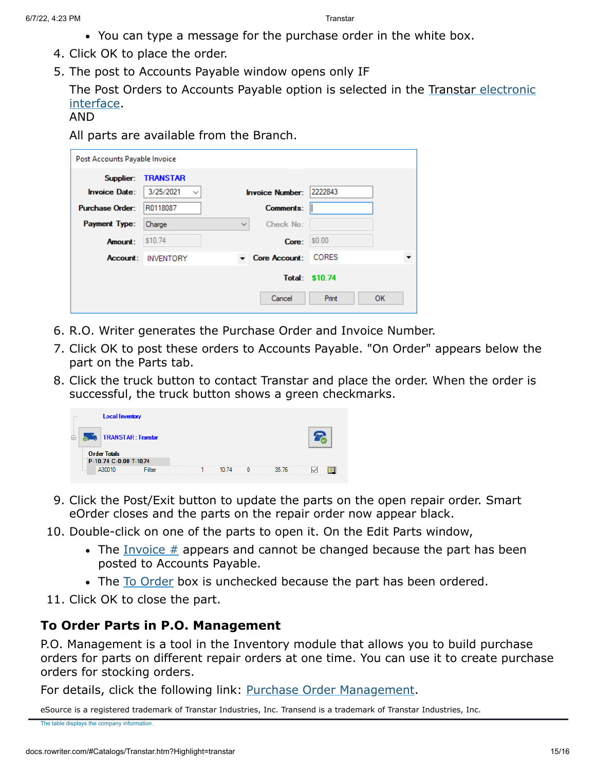- You can type a message for the purchase order in the white box.

4. Click OK to place the order.
5. The post to Accounts Payable window opens only IF

   The Post Orders to Accounts Payable option is selected in the Transtar electronic interface.
   AND
   All parts are available from the Branch.

6. R.O. Writer generates the Purchase Order and Invoice Number.
7. Click OK to post these orders to Accounts Payable. "On Order" appears below the part on the Parts tab.
8. Click the truck button to contact Transtar and place the order. When the order is successful, the truck button shows a green checkmarks.
9. Click the Post/Exit button to update the parts on the open repair order. Smart eOrder closes and the parts on the repair order now appear black.
10. Double-click on one of the parts to open it. On the Edit Parts window,
    - The Invoice # appears and cannot be changed because the part has been posted to Accounts Payable.
    - The To Order box is unchecked because the part has been ordered.
11. Click OK to close the part.

## To Order Parts in P.O. Management

P.O. Management is a tool in the Inventory module that allows you to build purchase orders for parts on different repair orders at one time. You can use it to create purchase orders for stocking orders.

For details, click the following link: Purchase Order Management.

eSource is a registered trademark of Transtar Industries, Inc. Transend is a trademark of Transtar Industries, Inc.

The table displays the company information.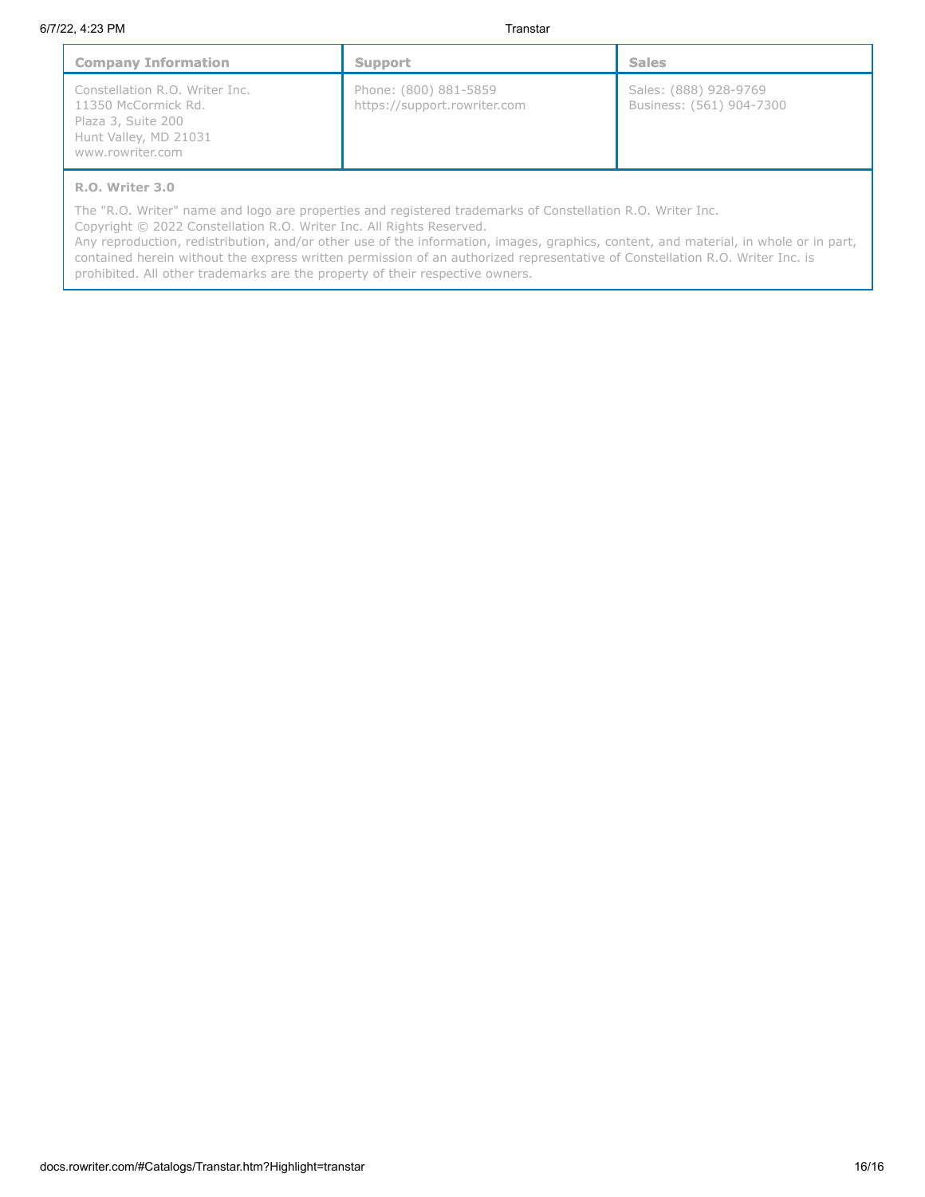| Company Information | Support | Sales |
| --- | --- | --- |
| Constellation R.O. Writer Inc.<br>11350 McCormick Rd.<br>Plaza 3, Suite 200<br>Hunt Valley, MD 21031<br>www.rowriter.com | Phone: (800) 881-5859<br>https://support.rowriter.com | Sales: (888) 928-9769<br>Business: (561) 904-7300 |

**R.O. Writer 3.0**

The "R.O. Writer" name and logo are properties and registered trademarks of Constellation R.O. Writer Inc.
Copyright © 2022 Constellation R.O. Writer Inc. All Rights Reserved.
Any reproduction, redistribution, and/or other use of the information, images, graphics, content, and material, in whole or in part, contained herein without the express written permission of an authorized representative of Constellation R.O. Writer Inc. is prohibited. All other trademarks are the property of their respective owners.